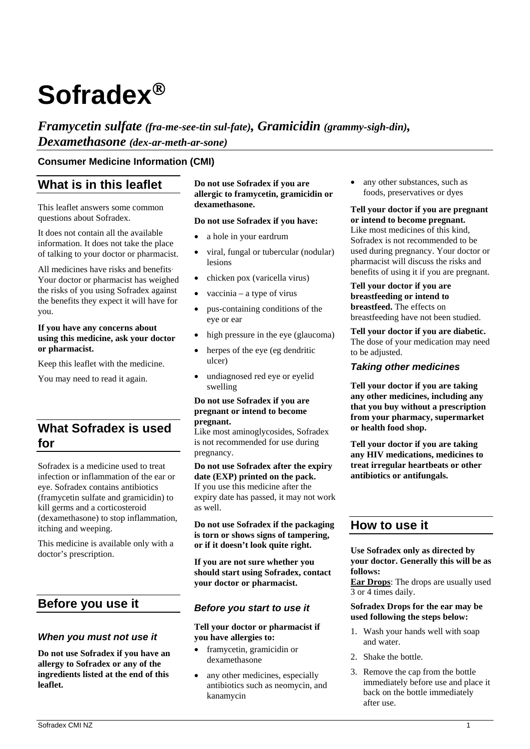# Sofradex®

***Framycetin sulfate** (fra-me-see-tin sul-fate)*, ***Gramicidin** (grammy-sigh-din)*, ***Dexamethasone** (dex-ar-meth-ar-sone)*

**Consumer Medicine Information (CMI)**

## What is in this leaflet

This leaflet answers some common questions about Sofradex.

It does not contain all the available information. It does not take the place of talking to your doctor or pharmacist.

All medicines have risks and benefits. Your doctor or pharmacist has weighed the risks of you using Sofradex against the benefits they expect it will have for you.

**If you have any concerns about using this medicine, ask your doctor or pharmacist.**

Keep this leaflet with the medicine.

You may need to read it again.

## What Sofradex is used for

Sofradex is a medicine used to treat infection or inflammation of the ear or eye. Sofradex contains antibiotics (framycetin sulfate and gramicidin) to kill germs and a corticosteroid (dexamethasone) to stop inflammation, itching and weeping.

This medicine is available only with a doctor's prescription.

## Before you use it

### *When you must not use it*

**Do not use Sofradex if you have an allergy to Sofradex or any of the ingredients listed at the end of this leaflet.**

**Do not use Sofradex if you are allergic to framycetin, gramicidin or dexamethasone.**

**Do not use Sofradex if you have:**

- a hole in your eardrum
- viral, fungal or tubercular (nodular) lesions
- chicken pox (varicella virus)
- vaccinia – a type of virus
- pus-containing conditions of the eye or ear
- high pressure in the eye (glaucoma)
- herpes of the eye (eg dendritic ulcer)
- undiagnosed red eye or eyelid swelling

**Do not use Sofradex if you are pregnant or intend to become pregnant.**
Like most aminoglycosides, Sofradex is not recommended for use during pregnancy.

**Do not use Sofradex after the expiry date (EXP) printed on the pack.**
If you use this medicine after the expiry date has passed, it may not work as well.

**Do not use Sofradex if the packaging is torn or shows signs of tampering, or if it doesn't look quite right.**

**If you are not sure whether you should start using Sofradex, contact your doctor or pharmacist.**

### *Before you start to use it*

**Tell your doctor or pharmacist if you have allergies to:**

- framycetin, gramicidin or dexamethasone
- any other medicines, especially antibiotics such as neomycin, and kanamycin
- any other substances, such as foods, preservatives or dyes

**Tell your doctor if you are pregnant or intend to become pregnant.**
Like most medicines of this kind, Sofradex is not recommended to be used during pregnancy. Your doctor or pharmacist will discuss the risks and benefits of using it if you are pregnant.

**Tell your doctor if you are breastfeeding or intend to breastfeed.** The effects on breastfeeding have not been studied.

**Tell your doctor if you are diabetic.** The dose of your medication may need to be adjusted.

### *Taking other medicines*

**Tell your doctor if you are taking any other medicines, including any that you buy without a prescription from your pharmacy, supermarket or health food shop.**

**Tell your doctor if you are taking any HIV medications, medicines to treat irregular heartbeats or other antibiotics or antifungals.**

## How to use it

**Use Sofradex only as directed by your doctor. Generally this will be as follows:**
**Ear Drops**: The drops are usually used 3 or 4 times daily.

**Sofradex Drops for the ear may be used following the steps below:**

1. Wash your hands well with soap and water.
2. Shake the bottle.
3. Remove the cap from the bottle immediately before use and place it back on the bottle immediately after use.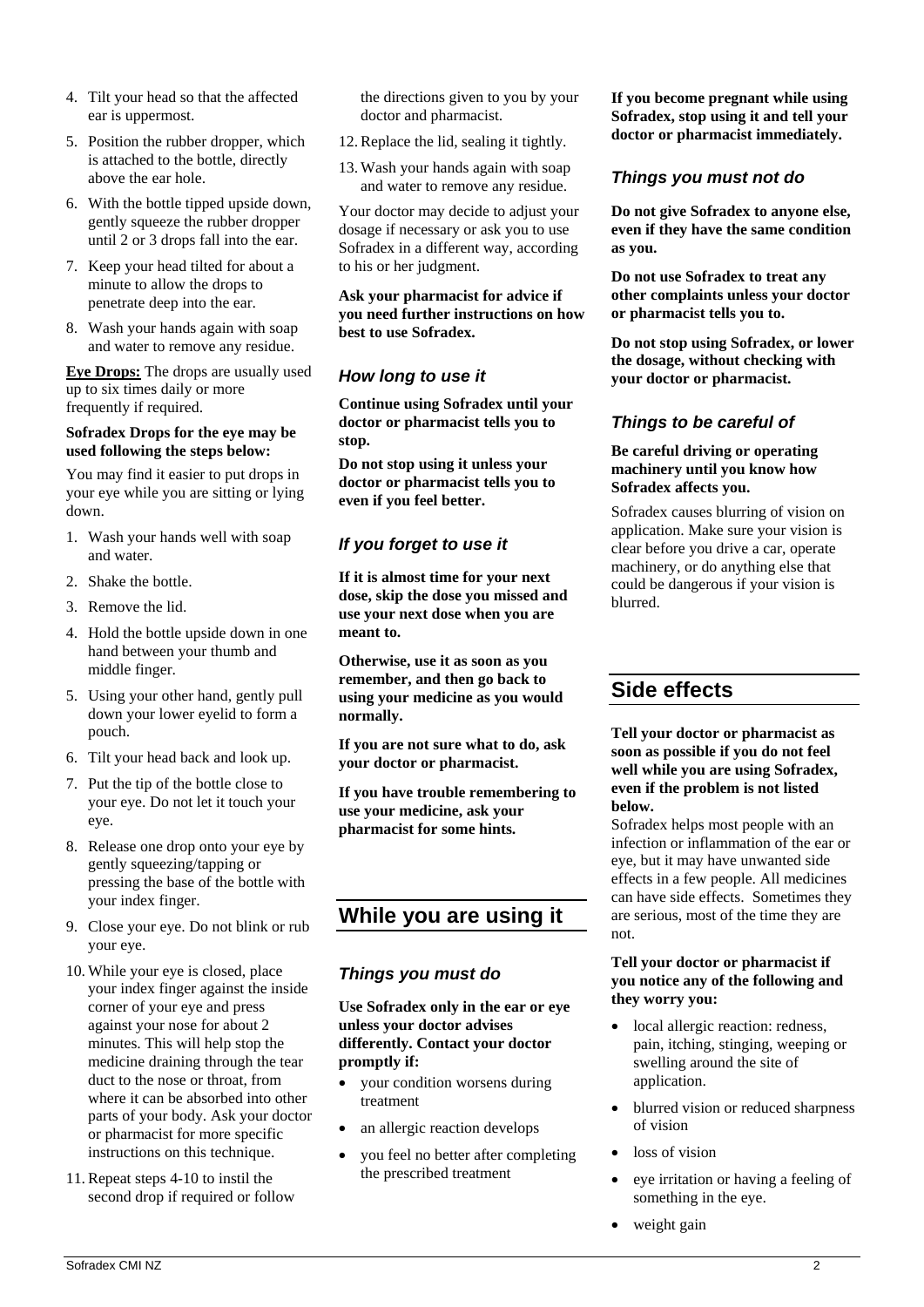4. Tilt your head so that the affected ear is uppermost.
5. Position the rubber dropper, which is attached to the bottle, directly above the ear hole.
6. With the bottle tipped upside down, gently squeeze the rubber dropper until 2 or 3 drops fall into the ear.
7. Keep your head tilted for about a minute to allow the drops to penetrate deep into the ear.
8. Wash your hands again with soap and water to remove any residue.

**Eye Drops:** The drops are usually used up to six times daily or more frequently if required.

**Sofradex Drops for the eye may be used following the steps below:**

You may find it easier to put drops in your eye while you are sitting or lying down.

1. Wash your hands well with soap and water.
2. Shake the bottle.
3. Remove the lid.
4. Hold the bottle upside down in one hand between your thumb and middle finger.
5. Using your other hand, gently pull down your lower eyelid to form a pouch.
6. Tilt your head back and look up.
7. Put the tip of the bottle close to your eye. Do not let it touch your eye.
8. Release one drop onto your eye by gently squeezing/tapping or pressing the base of the bottle with your index finger.
9. Close your eye. Do not blink or rub your eye.
10. While your eye is closed, place your index finger against the inside corner of your eye and press against your nose for about 2 minutes. This will help stop the medicine draining through the tear duct to the nose or throat, from where it can be absorbed into other parts of your body. Ask your doctor or pharmacist for more specific instructions on this technique.
11. Repeat steps 4-10 to instil the second drop if required or follow the directions given to you by your doctor and pharmacist.
12. Replace the lid, sealing it tightly.
13. Wash your hands again with soap and water to remove any residue.

Your doctor may decide to adjust your dosage if necessary or ask you to use Sofradex in a different way, according to his or her judgment.

**Ask your pharmacist for advice if you need further instructions on how best to use Sofradex.**

### *How long to use it*

**Continue using Sofradex until your doctor or pharmacist tells you to stop.**

**Do not stop using it unless your doctor or pharmacist tells you to even if you feel better.**

### *If you forget to use it*

**If it is almost time for your next dose, skip the dose you missed and use your next dose when you are meant to.**

**Otherwise, use it as soon as you remember, and then go back to using your medicine as you would normally.**

**If you are not sure what to do, ask your doctor or pharmacist.**

**If you have trouble remembering to use your medicine, ask your pharmacist for some hints.**

## While you are using it

### *Things you must do*

**Use Sofradex only in the ear or eye unless your doctor advises differently. Contact your doctor promptly if:**

- your condition worsens during treatment
- an allergic reaction develops
- you feel no better after completing the prescribed treatment

**If you become pregnant while using Sofradex, stop using it and tell your doctor or pharmacist immediately.**

### *Things you must not do*

**Do not give Sofradex to anyone else, even if they have the same condition as you.**

**Do not use Sofradex to treat any other complaints unless your doctor or pharmacist tells you to.**

**Do not stop using Sofradex, or lower the dosage, without checking with your doctor or pharmacist.**

### *Things to be careful of*

**Be careful driving or operating machinery until you know how Sofradex affects you.**

Sofradex causes blurring of vision on application. Make sure your vision is clear before you drive a car, operate machinery, or do anything else that could be dangerous if your vision is blurred.

## Side effects

**Tell your doctor or pharmacist as soon as possible if you do not feel well while you are using Sofradex, even if the problem is not listed below.**

Sofradex helps most people with an infection or inflammation of the ear or eye, but it may have unwanted side effects in a few people. All medicines can have side effects. Sometimes they are serious, most of the time they are not.

**Tell your doctor or pharmacist if you notice any of the following and they worry you:**

- local allergic reaction: redness, pain, itching, stinging, weeping or swelling around the site of application.
- blurred vision or reduced sharpness of vision
- loss of vision
- eye irritation or having a feeling of something in the eye.
- weight gain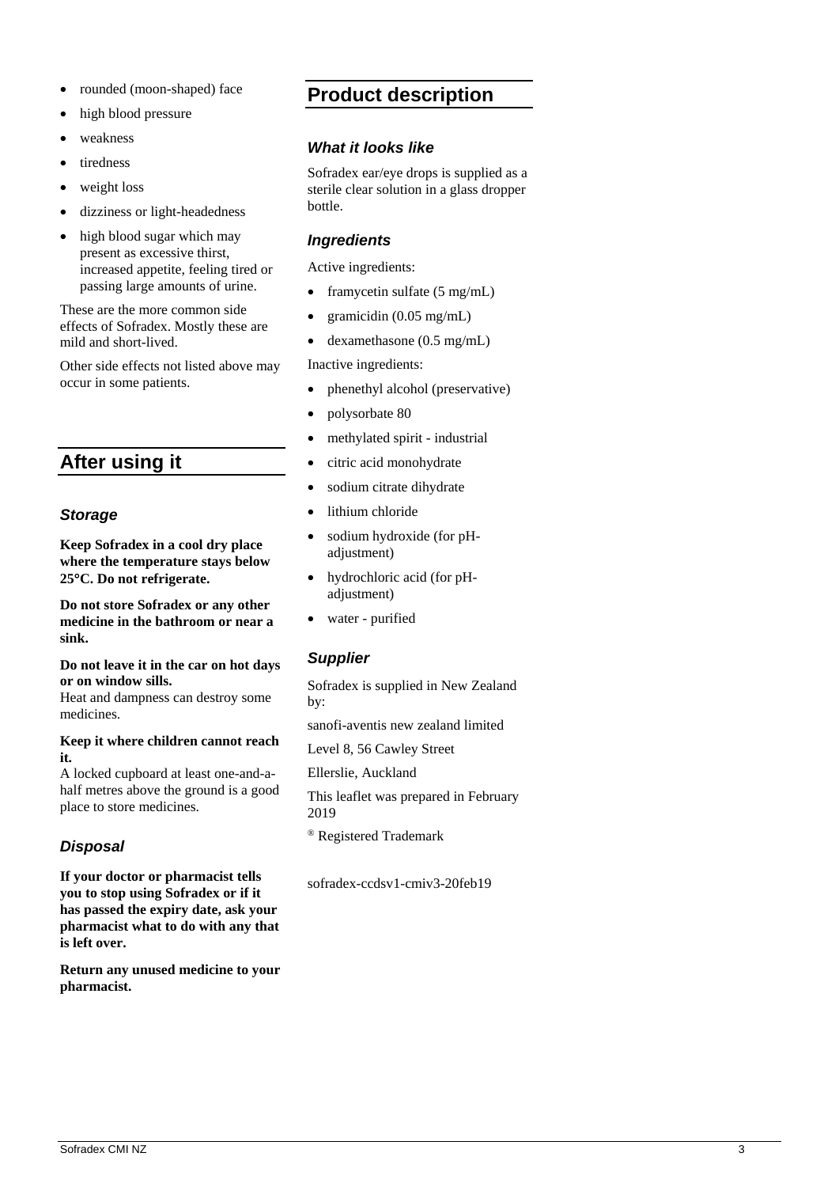- rounded (moon-shaped) face
- high blood pressure
- weakness
- tiredness
- weight loss
- dizziness or light-headedness
- high blood sugar which may present as excessive thirst, increased appetite, feeling tired or passing large amounts of urine.

These are the more common side effects of Sofradex. Mostly these are mild and short-lived.

Other side effects not listed above may occur in some patients.

## After using it

### *Storage*

**Keep Sofradex in a cool dry place where the temperature stays below 25°C. Do not refrigerate.**

**Do not store Sofradex or any other medicine in the bathroom or near a sink.**

**Do not leave it in the car on hot days or on window sills.**
Heat and dampness can destroy some medicines.

**Keep it where children cannot reach it.**
A locked cupboard at least one-and-a-half metres above the ground is a good place to store medicines.

### *Disposal*

**If your doctor or pharmacist tells you to stop using Sofradex or if it has passed the expiry date, ask your pharmacist what to do with any that is left over.**

**Return any unused medicine to your pharmacist.**

## Product description

### *What it looks like*

Sofradex ear/eye drops is supplied as a sterile clear solution in a glass dropper bottle.

### *Ingredients*

Active ingredients:

- framycetin sulfate (5 mg/mL)
- gramicidin (0.05 mg/mL)
- dexamethasone (0.5 mg/mL)

Inactive ingredients:

- phenethyl alcohol (preservative)
- polysorbate 80
- methylated spirit - industrial
- citric acid monohydrate
- sodium citrate dihydrate
- lithium chloride
- sodium hydroxide (for pH-adjustment)
- hydrochloric acid (for pH-adjustment)
- water - purified

### *Supplier*

Sofradex is supplied in New Zealand by:

sanofi-aventis new zealand limited

Level 8, 56 Cawley Street

Ellerslie, Auckland

This leaflet was prepared in February 2019

® Registered Trademark

sofradex-ccdsv1-cmiv3-20feb19